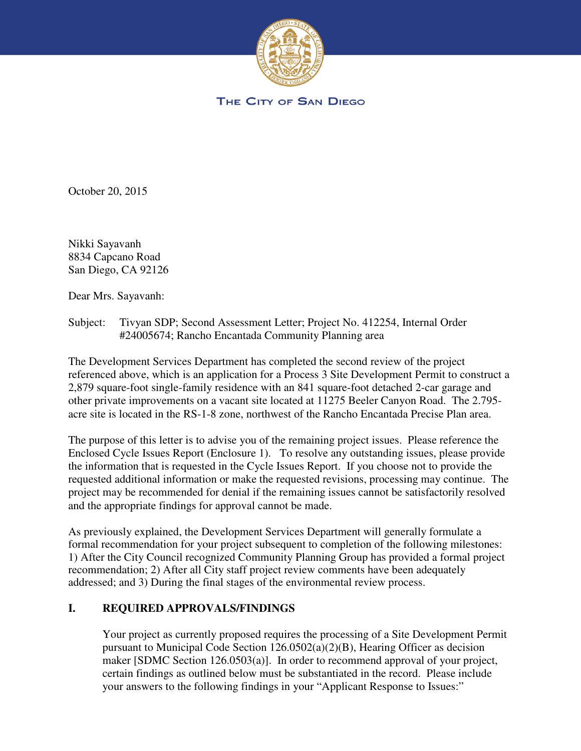THE CITY OF SAN DIEGO

October 20, 2015

Nikki Sayavanh
8834 Capcano Road
San Diego, CA 92126

Dear Mrs. Sayavanh:

Subject: Tivyan SDP; Second Assessment Letter; Project No. 412254, Internal Order #24005674; Rancho Encantada Community Planning area

The Development Services Department has completed the second review of the project referenced above, which is an application for a Process 3 Site Development Permit to construct a 2,879 square-foot single-family residence with an 841 square-foot detached 2-car garage and other private improvements on a vacant site located at 11275 Beeler Canyon Road. The 2.795-acre site is located in the RS-1-8 zone, northwest of the Rancho Encantada Precise Plan area.

The purpose of this letter is to advise you of the remaining project issues. Please reference the Enclosed Cycle Issues Report (Enclosure 1). To resolve any outstanding issues, please provide the information that is requested in the Cycle Issues Report. If you choose not to provide the requested additional information or make the requested revisions, processing may continue. The project may be recommended for denial if the remaining issues cannot be satisfactorily resolved and the appropriate findings for approval cannot be made.

As previously explained, the Development Services Department will generally formulate a formal recommendation for your project subsequent to completion of the following milestones: 1) After the City Council recognized Community Planning Group has provided a formal project recommendation; 2) After all City staff project review comments have been adequately addressed; and 3) During the final stages of the environmental review process.

## I. REQUIRED APPROVALS/FINDINGS

Your project as currently proposed requires the processing of a Site Development Permit pursuant to Municipal Code Section 126.0502(a)(2)(B), Hearing Officer as decision maker [SDMC Section 126.0503(a)]. In order to recommend approval of your project, certain findings as outlined below must be substantiated in the record. Please include your answers to the following findings in your "Applicant Response to Issues:"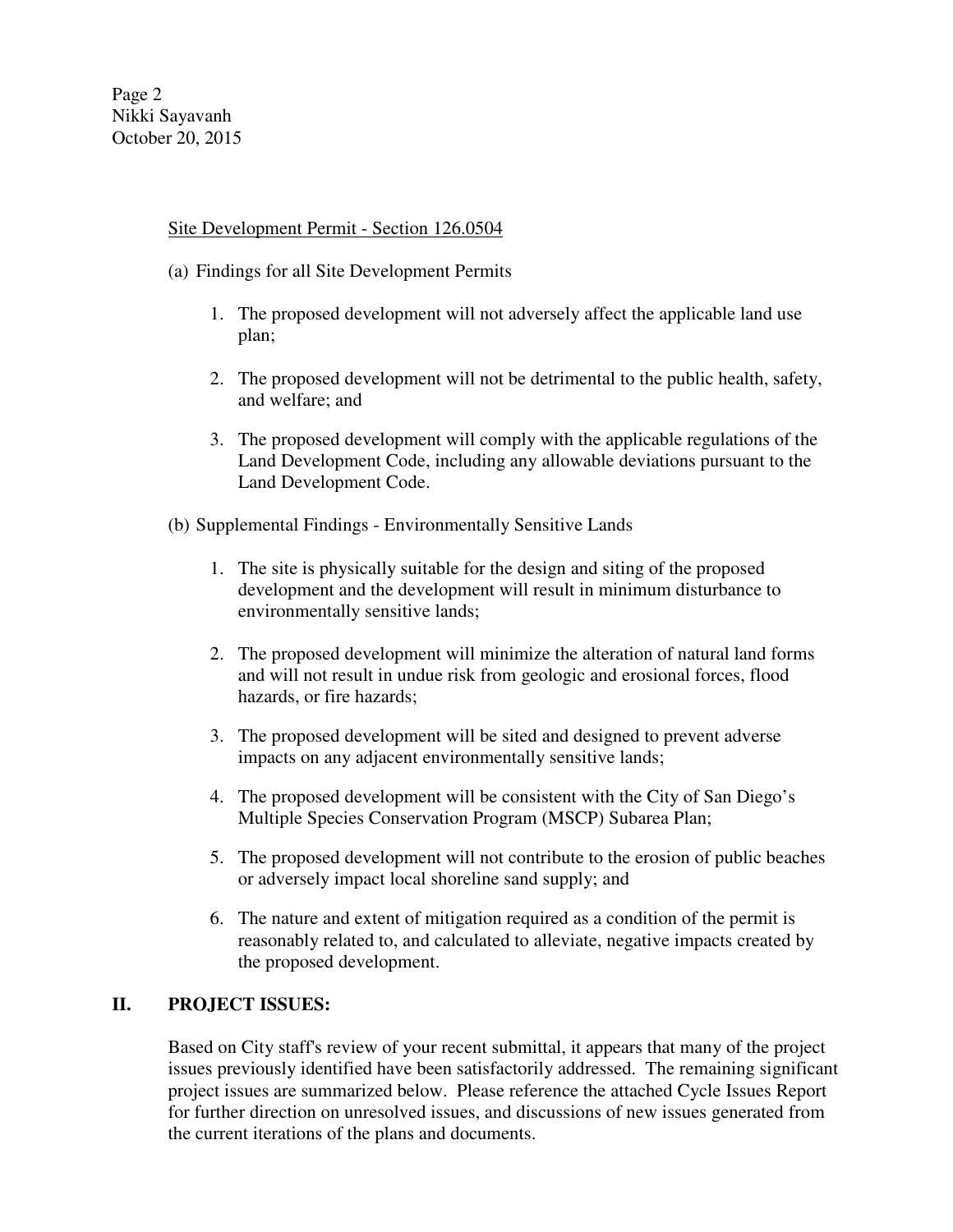Site Development Permit - Section 126.0504

(a) Findings for all Site Development Permits

1. The proposed development will not adversely affect the applicable land use plan;

2. The proposed development will not be detrimental to the public health, safety, and welfare; and

3. The proposed development will comply with the applicable regulations of the Land Development Code, including any allowable deviations pursuant to the Land Development Code.

(b) Supplemental Findings - Environmentally Sensitive Lands

1. The site is physically suitable for the design and siting of the proposed development and the development will result in minimum disturbance to environmentally sensitive lands;

2. The proposed development will minimize the alteration of natural land forms and will not result in undue risk from geologic and erosional forces, flood hazards, or fire hazards;

3. The proposed development will be sited and designed to prevent adverse impacts on any adjacent environmentally sensitive lands;

4. The proposed development will be consistent with the City of San Diego's Multiple Species Conservation Program (MSCP) Subarea Plan;

5. The proposed development will not contribute to the erosion of public beaches or adversely impact local shoreline sand supply; and

6. The nature and extent of mitigation required as a condition of the permit is reasonably related to, and calculated to alleviate, negative impacts created by the proposed development.

## II. PROJECT ISSUES:

Based on City staff's review of your recent submittal, it appears that many of the project issues previously identified have been satisfactorily addressed. The remaining significant project issues are summarized below. Please reference the attached Cycle Issues Report for further direction on unresolved issues, and discussions of new issues generated from the current iterations of the plans and documents.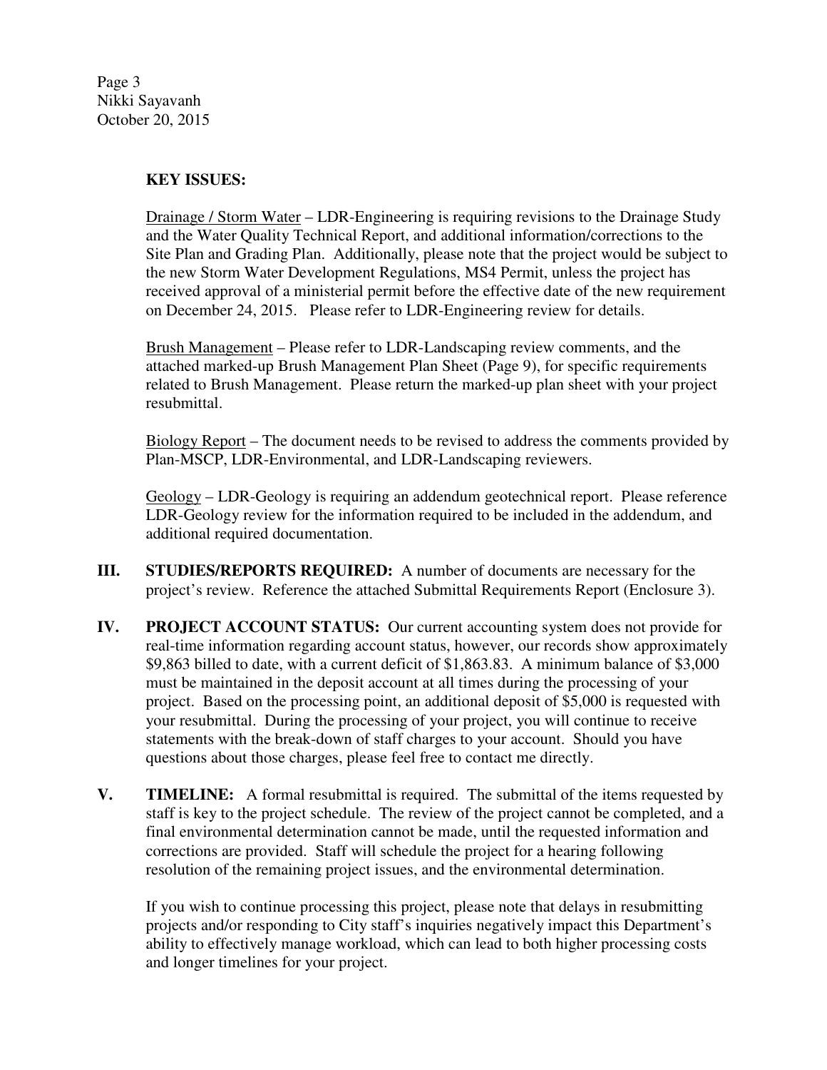**KEY ISSUES:**

Drainage / Storm Water – LDR-Engineering is requiring revisions to the Drainage Study and the Water Quality Technical Report, and additional information/corrections to the Site Plan and Grading Plan. Additionally, please note that the project would be subject to the new Storm Water Development Regulations, MS4 Permit, unless the project has received approval of a ministerial permit before the effective date of the new requirement on December 24, 2015. Please refer to LDR-Engineering review for details.

Brush Management – Please refer to LDR-Landscaping review comments, and the attached marked-up Brush Management Plan Sheet (Page 9), for specific requirements related to Brush Management. Please return the marked-up plan sheet with your project resubmittal.

Biology Report – The document needs to be revised to address the comments provided by Plan-MSCP, LDR-Environmental, and LDR-Landscaping reviewers.

Geology – LDR-Geology is requiring an addendum geotechnical report. Please reference LDR-Geology review for the information required to be included in the addendum, and additional required documentation.

**III. STUDIES/REPORTS REQUIRED:** A number of documents are necessary for the project's review. Reference the attached Submittal Requirements Report (Enclosure 3).

**IV. PROJECT ACCOUNT STATUS:** Our current accounting system does not provide for real-time information regarding account status, however, our records show approximately $9,863 billed to date, with a current deficit of $1,863.83. A minimum balance of $3,000 must be maintained in the deposit account at all times during the processing of your project. Based on the processing point, an additional deposit of $5,000 is requested with your resubmittal. During the processing of your project, you will continue to receive statements with the break-down of staff charges to your account. Should you have questions about those charges, please feel free to contact me directly.

**V. TIMELINE:** A formal resubmittal is required. The submittal of the items requested by staff is key to the project schedule. The review of the project cannot be completed, and a final environmental determination cannot be made, until the requested information and corrections are provided. Staff will schedule the project for a hearing following resolution of the remaining project issues, and the environmental determination.

If you wish to continue processing this project, please note that delays in resubmitting projects and/or responding to City staff's inquiries negatively impact this Department's ability to effectively manage workload, which can lead to both higher processing costs and longer timelines for your project.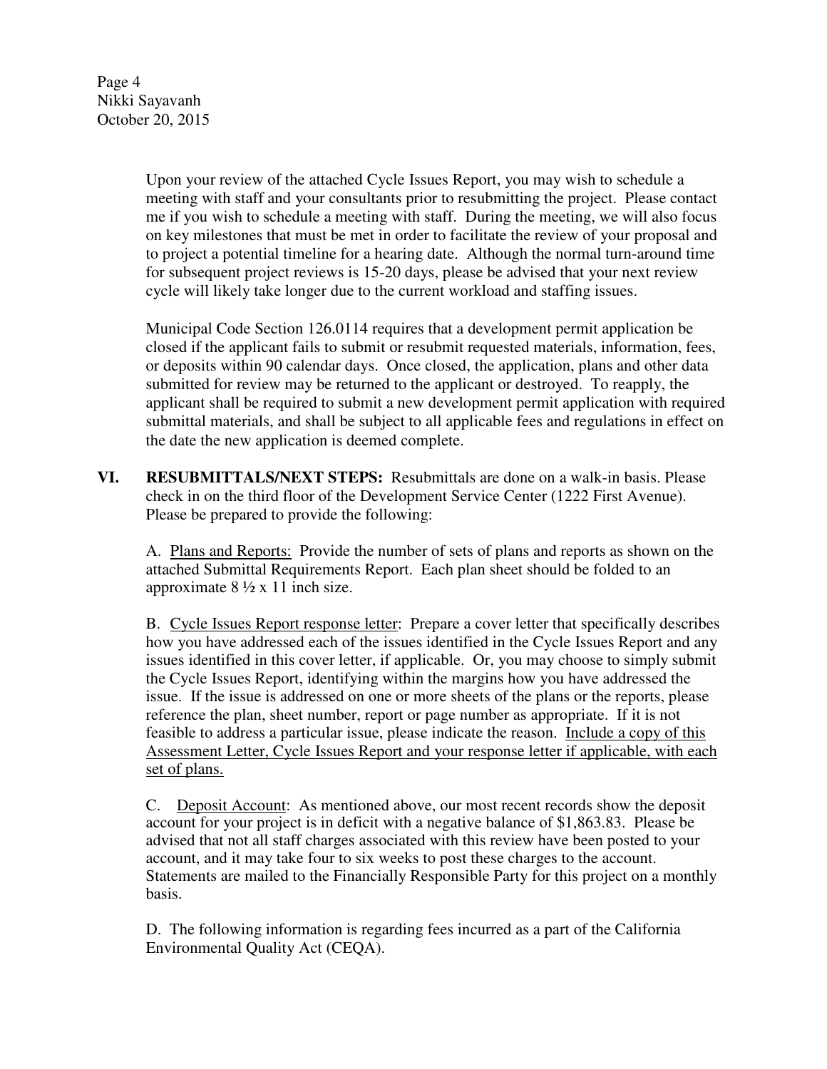Upon your review of the attached Cycle Issues Report, you may wish to schedule a meeting with staff and your consultants prior to resubmitting the project. Please contact me if you wish to schedule a meeting with staff. During the meeting, we will also focus on key milestones that must be met in order to facilitate the review of your proposal and to project a potential timeline for a hearing date. Although the normal turn-around time for subsequent project reviews is 15-20 days, please be advised that your next review cycle will likely take longer due to the current workload and staffing issues.

Municipal Code Section 126.0114 requires that a development permit application be closed if the applicant fails to submit or resubmit requested materials, information, fees, or deposits within 90 calendar days. Once closed, the application, plans and other data submitted for review may be returned to the applicant or destroyed. To reapply, the applicant shall be required to submit a new development permit application with required submittal materials, and shall be subject to all applicable fees and regulations in effect on the date the new application is deemed complete.

**VI. RESUBMITTALS/NEXT STEPS:** Resubmittals are done on a walk-in basis. Please check in on the third floor of the Development Service Center (1222 First Avenue). Please be prepared to provide the following:

A. <u>Plans and Reports:</u> Provide the number of sets of plans and reports as shown on the attached Submittal Requirements Report. Each plan sheet should be folded to an approximate 8 ½ x 11 inch size.

B. <u>Cycle Issues Report response letter</u>: Prepare a cover letter that specifically describes how you have addressed each of the issues identified in the Cycle Issues Report and any issues identified in this cover letter, if applicable. Or, you may choose to simply submit the Cycle Issues Report, identifying within the margins how you have addressed the issue. If the issue is addressed on one or more sheets of the plans or the reports, please reference the plan, sheet number, report or page number as appropriate. If it is not feasible to address a particular issue, please indicate the reason. <u>Include a copy of this Assessment Letter, Cycle Issues Report and your response letter if applicable, with each set of plans.</u>

C. <u>Deposit Account</u>: As mentioned above, our most recent records show the deposit account for your project is in deficit with a negative balance of $1,863.83. Please be advised that not all staff charges associated with this review have been posted to your account, and it may take four to six weeks to post these charges to the account. Statements are mailed to the Financially Responsible Party for this project on a monthly basis.

D. The following information is regarding fees incurred as a part of the California Environmental Quality Act (CEQA).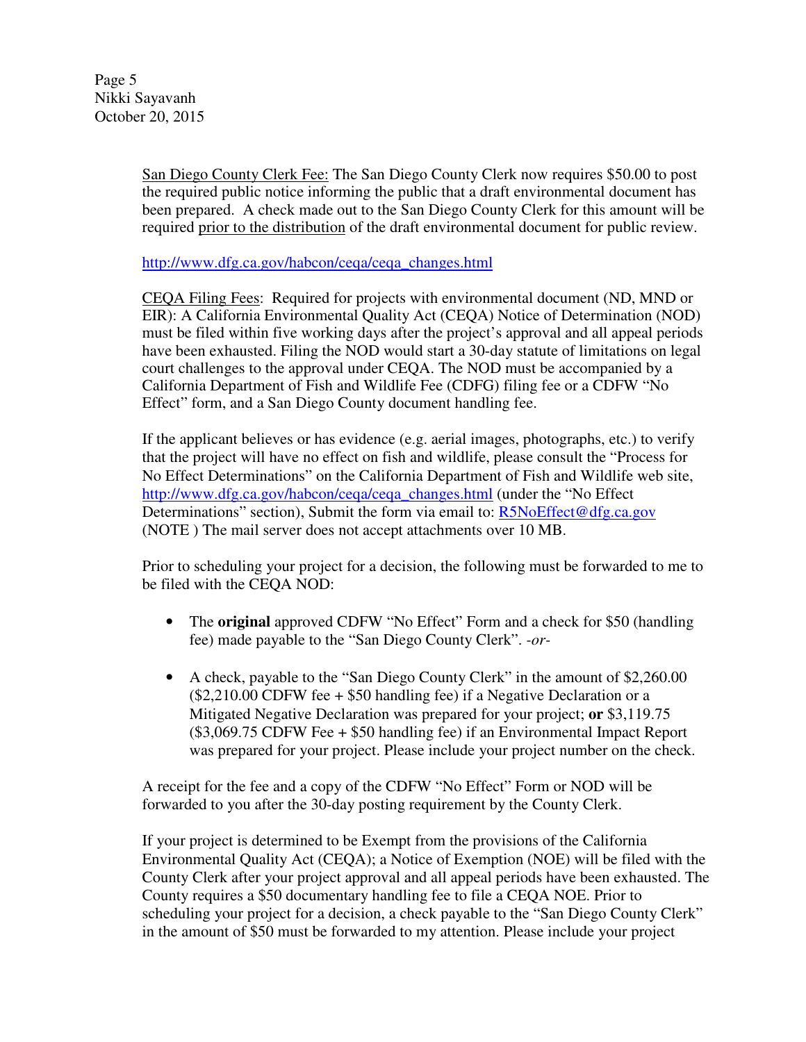San Diego County Clerk Fee: The San Diego County Clerk now requires $50.00 to post the required public notice informing the public that a draft environmental document has been prepared. A check made out to the San Diego County Clerk for this amount will be required prior to the distribution of the draft environmental document for public review.

http://www.dfg.ca.gov/habcon/ceqa/ceqa_changes.html

CEQA Filing Fees: Required for projects with environmental document (ND, MND or EIR): A California Environmental Quality Act (CEQA) Notice of Determination (NOD) must be filed within five working days after the project's approval and all appeal periods have been exhausted. Filing the NOD would start a 30-day statute of limitations on legal court challenges to the approval under CEQA. The NOD must be accompanied by a California Department of Fish and Wildlife Fee (CDFG) filing fee or a CDFW "No Effect" form, and a San Diego County document handling fee.

If the applicant believes or has evidence (e.g. aerial images, photographs, etc.) to verify that the project will have no effect on fish and wildlife, please consult the "Process for No Effect Determinations" on the California Department of Fish and Wildlife web site, http://www.dfg.ca.gov/habcon/ceqa/ceqa_changes.html (under the "No Effect Determinations" section), Submit the form via email to: R5NoEffect@dfg.ca.gov (NOTE ) The mail server does not accept attachments over 10 MB.

Prior to scheduling your project for a decision, the following must be forwarded to me to be filed with the CEQA NOD:

- The **original** approved CDFW "No Effect" Form and a check for $50 (handling fee) made payable to the "San Diego County Clerk". *-or-*

- A check, payable to the "San Diego County Clerk" in the amount of $2,260.00 ($2,210.00 CDFW fee + $50 handling fee) if a Negative Declaration or a Mitigated Negative Declaration was prepared for your project; **or** $3,119.75 ($3,069.75 CDFW Fee + $50 handling fee) if an Environmental Impact Report was prepared for your project. Please include your project number on the check.

A receipt for the fee and a copy of the CDFW "No Effect" Form or NOD will be forwarded to you after the 30-day posting requirement by the County Clerk.

If your project is determined to be Exempt from the provisions of the California Environmental Quality Act (CEQA); a Notice of Exemption (NOE) will be filed with the County Clerk after your project approval and all appeal periods have been exhausted. The County requires a $50 documentary handling fee to file a CEQA NOE. Prior to scheduling your project for a decision, a check payable to the "San Diego County Clerk" in the amount of $50 must be forwarded to my attention. Please include your project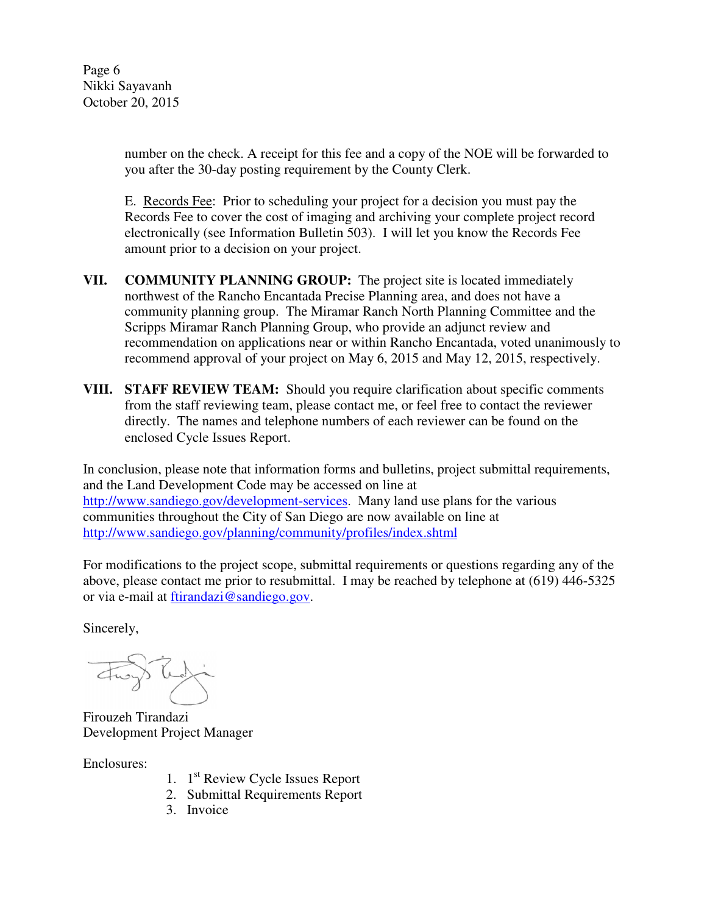number on the check. A receipt for this fee and a copy of the NOE will be forwarded to you after the 30-day posting requirement by the County Clerk.

E. Records Fee: Prior to scheduling your project for a decision you must pay the Records Fee to cover the cost of imaging and archiving your complete project record electronically (see Information Bulletin 503). I will let you know the Records Fee amount prior to a decision on your project.

**VII. COMMUNITY PLANNING GROUP:** The project site is located immediately northwest of the Rancho Encantada Precise Planning area, and does not have a community planning group. The Miramar Ranch North Planning Committee and the Scripps Miramar Ranch Planning Group, who provide an adjunct review and recommendation on applications near or within Rancho Encantada, voted unanimously to recommend approval of your project on May 6, 2015 and May 12, 2015, respectively.

**VIII. STAFF REVIEW TEAM:** Should you require clarification about specific comments from the staff reviewing team, please contact me, or feel free to contact the reviewer directly. The names and telephone numbers of each reviewer can be found on the enclosed Cycle Issues Report.

In conclusion, please note that information forms and bulletins, project submittal requirements, and the Land Development Code may be accessed on line at http://www.sandiego.gov/development-services. Many land use plans for the various communities throughout the City of San Diego are now available on line at http://www.sandiego.gov/planning/community/profiles/index.shtml

For modifications to the project scope, submittal requirements or questions regarding any of the above, please contact me prior to resubmittal. I may be reached by telephone at (619) 446-5325 or via e-mail at ftirandazi@sandiego.gov.

Sincerely,

Firouzeh Tirandazi
Development Project Manager

Enclosures:

1. 1st Review Cycle Issues Report
2. Submittal Requirements Report
3. Invoice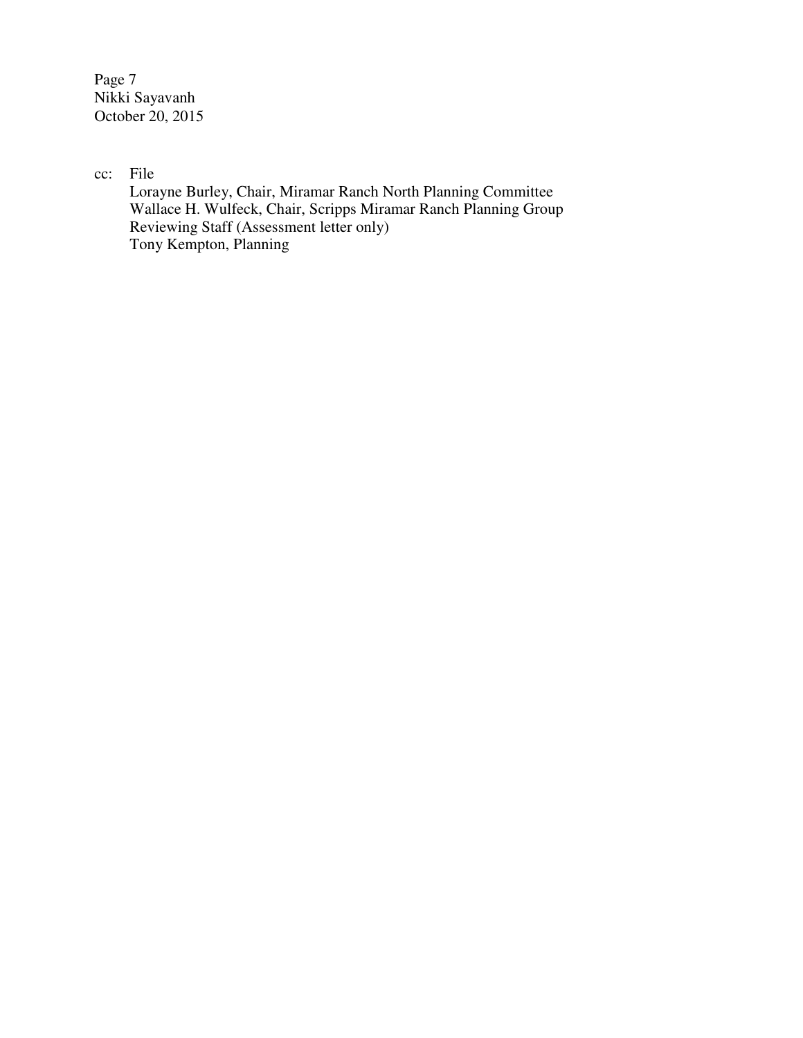cc: File
Lorayne Burley, Chair, Miramar Ranch North Planning Committee
Wallace H. Wulfeck, Chair, Scripps Miramar Ranch Planning Group
Reviewing Staff (Assessment letter only)
Tony Kempton, Planning